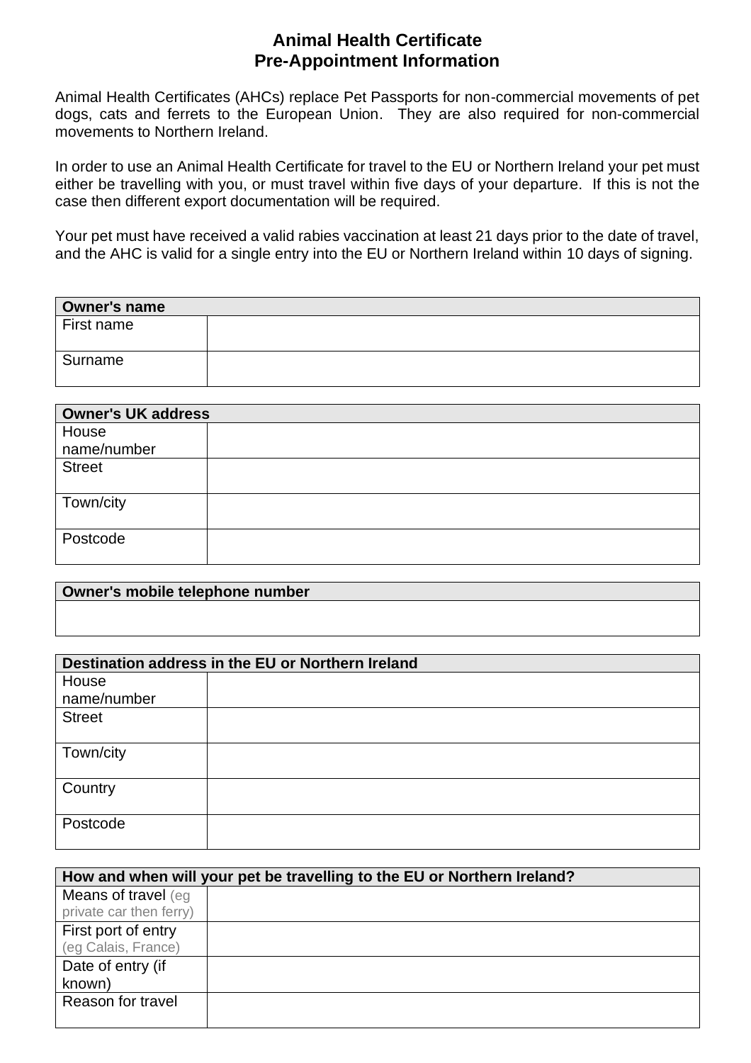# Animal Health Certificate
# Pre-Appointment Information

Animal Health Certificates (AHCs) replace Pet Passports for non-commercial movements of pet dogs, cats and ferrets to the European Union. They are also required for non-commercial movements to Northern Ireland.

In order to use an Animal Health Certificate for travel to the EU or Northern Ireland your pet must either be travelling with you, or must travel within five days of your departure. If this is not the case then different export documentation will be required.

Your pet must have received a valid rabies vaccination at least 21 days prior to the date of travel, and the AHC is valid for a single entry into the EU or Northern Ireland within 10 days of signing.

| **Owner's name** | |
|---|---|
| First name | |
| Surname | |

| **Owner's UK address** | |
|---|---|
| House name/number | |
| Street | |
| Town/city | |
| Postcode | |

| **Owner's mobile telephone number** |
|---|
| |

| **Destination address in the EU or Northern Ireland** | |
|---|---|
| House name/number | |
| Street | |
| Town/city | |
| Country | |
| Postcode | |

| **How and when will your pet be travelling to the EU or Northern Ireland?** | |
|---|---|
| Means of travel (eg private car then ferry) | |
| First port of entry (eg Calais, France) | |
| Date of entry (if known) | |
| Reason for travel | |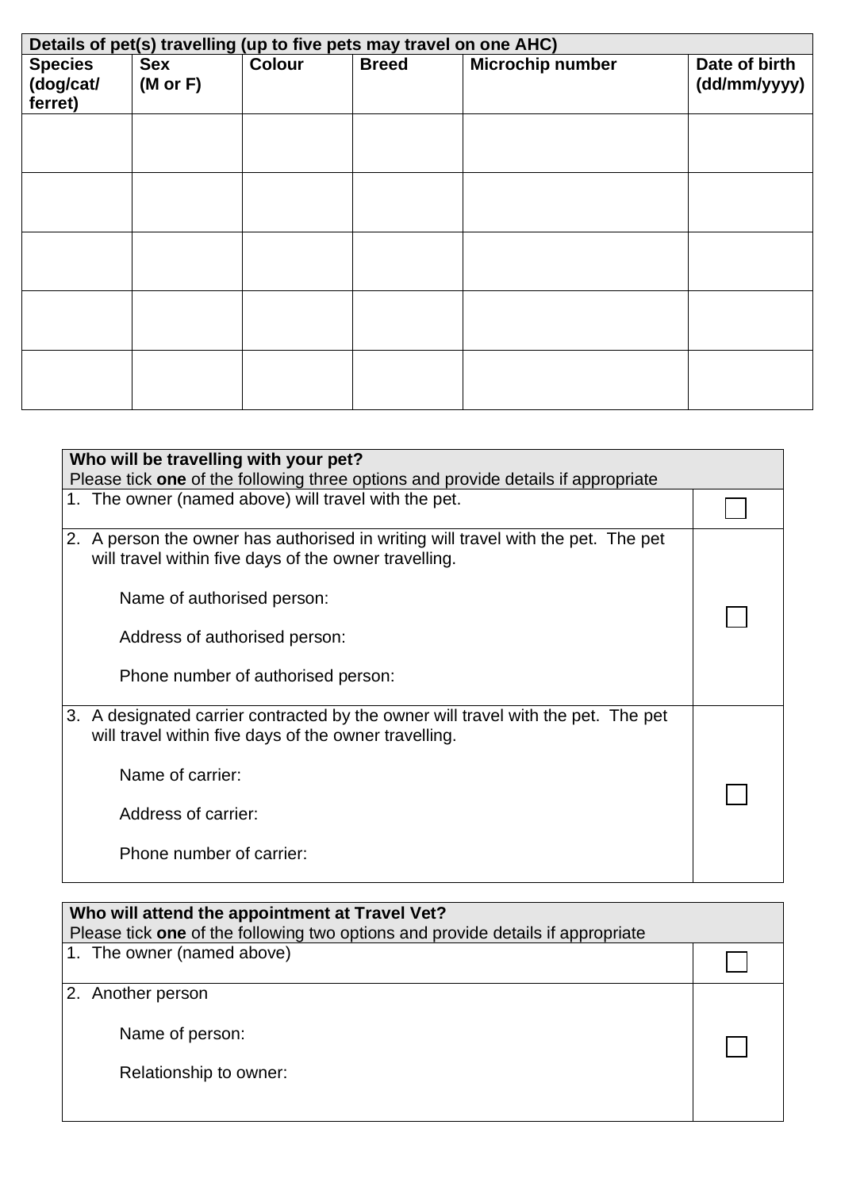| Details of pet(s) travelling (up to five pets may travel on one AHC) | | | | | |
|---|---|---|---|---|---|
| **Species (dog/cat/ ferret)** | **Sex (M or F)** | **Colour** | **Breed** | **Microchip number** | **Date of birth (dd/mm/yyyy)** |
| | | | | | |
| | | | | | |
| | | | | | |
| | | | | | |
| | | | | | |

| **Who will be travelling with your pet?** Please tick **one** of the following three options and provide details if appropriate | |
|---|---|
| 1. The owner (named above) will travel with the pet. | ☐ |
| 2. A person the owner has authorised in writing will travel with the pet. The pet will travel within five days of the owner travelling.<br><br>Name of authorised person:<br><br>Address of authorised person:<br><br>Phone number of authorised person: | ☐ |
| 3. A designated carrier contracted by the owner will travel with the pet. The pet will travel within five days of the owner travelling.<br><br>Name of carrier:<br><br>Address of carrier:<br><br>Phone number of carrier: | ☐ |

| **Who will attend the appointment at Travel Vet?** Please tick **one** of the following two options and provide details if appropriate | |
|---|---|
| 1. The owner (named above) | ☐ |
| 2. Another person<br><br>Name of person:<br><br>Relationship to owner: | ☐ |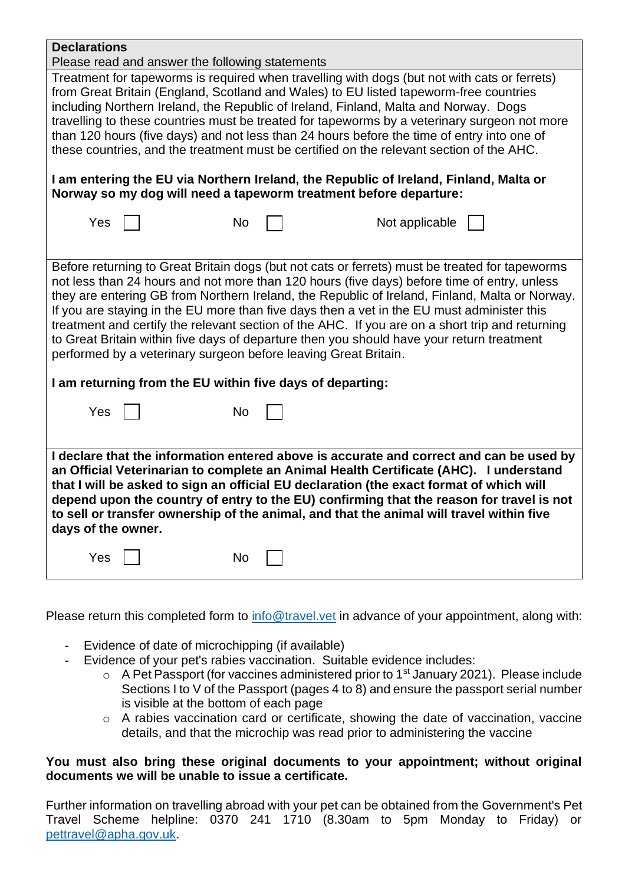**Declarations**

Please read and answer the following statements

Treatment for tapeworms is required when travelling with dogs (but not with cats or ferrets) from Great Britain (England, Scotland and Wales) to EU listed tapeworm-free countries including Northern Ireland, the Republic of Ireland, Finland, Malta and Norway. Dogs travelling to these countries must be treated for tapeworms by a veterinary surgeon not more than 120 hours (five days) and not less than 24 hours before the time of entry into one of these countries, and the treatment must be certified on the relevant section of the AHC.

**I am entering the EU via Northern Ireland, the Republic of Ireland, Finland, Malta or Norway so my dog will need a tapeworm treatment before departure:**

Yes ☐ No ☐ Not applicable ☐

Before returning to Great Britain dogs (but not cats or ferrets) must be treated for tapeworms not less than 24 hours and not more than 120 hours (five days) before time of entry, unless they are entering GB from Northern Ireland, the Republic of Ireland, Finland, Malta or Norway. If you are staying in the EU more than five days then a vet in the EU must administer this treatment and certify the relevant section of the AHC. If you are on a short trip and returning to Great Britain within five days of departure then you should have your return treatment performed by a veterinary surgeon before leaving Great Britain.

**I am returning from the EU within five days of departing:**

Yes ☐ No ☐

**I declare that the information entered above is accurate and correct and can be used by an Official Veterinarian to complete an Animal Health Certificate (AHC). I understand that I will be asked to sign an official EU declaration (the exact format of which will depend upon the country of entry to the EU) confirming that the reason for travel is not to sell or transfer ownership of the animal, and that the animal will travel within five days of the owner.**

Yes ☐ No ☐

Please return this completed form to info@travel.vet in advance of your appointment, along with:

- Evidence of date of microchipping (if available)
- Evidence of your pet's rabies vaccination. Suitable evidence includes:
  - A Pet Passport (for vaccines administered prior to 1st January 2021). Please include Sections I to V of the Passport (pages 4 to 8) and ensure the passport serial number is visible at the bottom of each page
  - A rabies vaccination card or certificate, showing the date of vaccination, vaccine details, and that the microchip was read prior to administering the vaccine

**You must also bring these original documents to your appointment; without original documents we will be unable to issue a certificate.**

Further information on travelling abroad with your pet can be obtained from the Government's Pet Travel Scheme helpline: 0370 241 1710 (8.30am to 5pm Monday to Friday) or pettravel@apha.gov.uk.